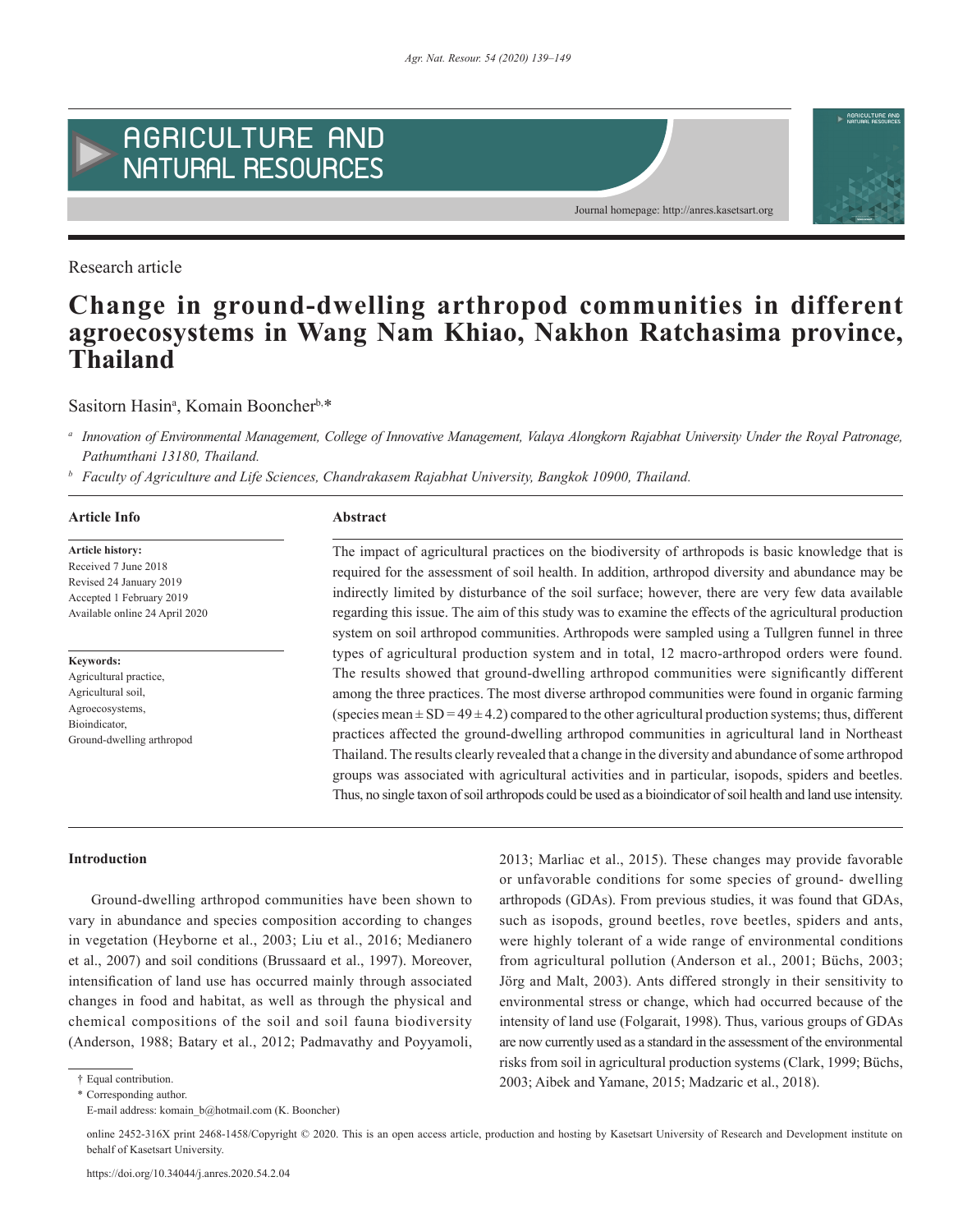Research article

# Change in ground-dwelling arthropod communities in different agroecosystems in Wang Nam Khiao, Nakhon Ratchasima province, Thailand

Sasitorn Hasin[a], Komain Booncher[b,*]

[a] *Innovation of Environmental Management, College of Innovative Management, Valaya Alongkorn Rajabhat University Under the Royal Patronage, Pathumthani 13180, Thailand.*

[b] *Faculty of Agriculture and Life Sciences, Chandrakasem Rajabhat University, Bangkok 10900, Thailand.*

**Article Info**

**Article history:**
Received 7 June 2018
Revised 24 January 2019
Accepted 1 February 2019
Available online 24 April 2020

**Keywords:**
Agricultural practice,
Agricultural soil,
Agroecosystems,
Bioindicator,
Ground-dwelling arthropod

**Abstract**

The impact of agricultural practices on the biodiversity of arthropods is basic knowledge that is required for the assessment of soil health. In addition, arthropod diversity and abundance may be indirectly limited by disturbance of the soil surface; however, there are very few data available regarding this issue. The aim of this study was to examine the effects of the agricultural production system on soil arthropod communities. Arthropods were sampled using a Tullgren funnel in three types of agricultural production system and in total, 12 macro-arthropod orders were found. The results showed that ground-dwelling arthropod communities were significantly different among the three practices. The most diverse arthropod communities were found in organic farming (species mean ± SD = 49 ± 4.2) compared to the other agricultural production systems; thus, different practices affected the ground-dwelling arthropod communities in agricultural land in Northeast Thailand. The results clearly revealed that a change in the diversity and abundance of some arthropod groups was associated with agricultural activities and in particular, isopods, spiders and beetles. Thus, no single taxon of soil arthropods could be used as a bioindicator of soil health and land use intensity.

## Introduction

Ground-dwelling arthropod communities have been shown to vary in abundance and species composition according to changes in vegetation (Heyborne et al., 2003; Liu et al., 2016; Medianero et al., 2007) and soil conditions (Brussaard et al., 1997). Moreover, intensification of land use has occurred mainly through associated changes in food and habitat, as well as through the physical and chemical compositions of the soil and soil fauna biodiversity (Anderson, 1988; Batary et al., 2012; Padmavathy and Poyyamoli, 2013; Marliac et al., 2015). These changes may provide favorable or unfavorable conditions for some species of ground- dwelling arthropods (GDAs). From previous studies, it was found that GDAs, such as isopods, ground beetles, rove beetles, spiders and ants, were highly tolerant of a wide range of environmental conditions from agricultural pollution (Anderson et al., 2001; Büchs, 2003; Jörg and Malt, 2003). Ants differed strongly in their sensitivity to environmental stress or change, which had occurred because of the intensity of land use (Folgarait, 1998). Thus, various groups of GDAs are now currently used as a standard in the assessment of the environmental risks from soil in agricultural production systems (Clark, 1999; Büchs, 2003; Aibek and Yamane, 2015; Madzaric et al., 2018).

† Equal contribution.
\* Corresponding author.
E-mail address: komain_b@hotmail.com (K. Booncher)

online 2452-316X print 2468-1458/Copyright © 2020. This is an open access article, production and hosting by Kasetsart University of Research and Development institute on behalf of Kasetsart University.

https://doi.org/10.34044/j.anres.2020.54.2.04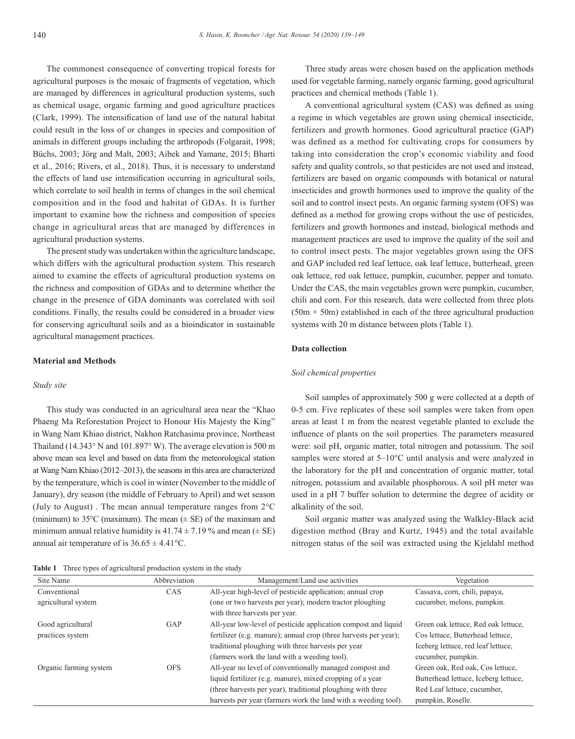The commonest consequence of converting tropical forests for agricultural purposes is the mosaic of fragments of vegetation, which are managed by differences in agricultural production systems, such as chemical usage, organic farming and good agriculture practices (Clark, 1999). The intensification of land use of the natural habitat could result in the loss of or changes in species and composition of animals in different groups including the arthropods (Folgarait, 1998; Büchs, 2003; Jörg and Malt, 2003; Aibek and Yamane, 2015; Bharti et al., 2016; Rivers, et al., 2018). Thus, it is necessary to understand the effects of land use intensification occurring in agricultural soils, which correlate to soil health in terms of changes in the soil chemical composition and in the food and habitat of GDAs. It is further important to examine how the richness and composition of species change in agricultural areas that are managed by differences in agricultural production systems.

The present study was undertaken within the agriculture landscape, which differs with the agricultural production system. This research aimed to examine the effects of agricultural production systems on the richness and composition of GDAs and to determine whether the change in the presence of GDA dominants was correlated with soil conditions. Finally, the results could be considered in a broader view for conserving agricultural soils and as a bioindicator in sustainable agricultural management practices.

## Material and Methods

### *Study site*

This study was conducted in an agricultural area near the "Khao Phaeng Ma Reforestation Project to Honour His Majesty the King" in Wang Nam Khiao district, Nakhon Ratchasima province, Northeast Thailand (14.343° N and 101.897° W). The average elevation is 500 m above mean sea level and based on data from the meteorological station at Wang Nam Khiao (2012–2013), the seasons in this area are characterized by the temperature, which is cool in winter (November to the middle of January), dry season (the middle of February to April) and wet season (July to August) . The mean annual temperature ranges from 2°C (minimum) to 35°C (maximum). The mean (± SE) of the maximum and minimum annual relative humidity is 41.74 ± 7.19 % and mean (± SE) annual air temperature of is 36.65 ± 4.41°C.

Three study areas were chosen based on the application methods used for vegetable farming, namely organic farming, good agricultural practices and chemical methods (Table 1).

A conventional agricultural system (CAS) was defined as using a regime in which vegetables are grown using chemical insecticide, fertilizers and growth hormones. Good agricultural practice (GAP) was defined as a method for cultivating crops for consumers by taking into consideration the crop's economic viability and food safety and quality controls, so that pesticides are not used and instead, fertilizers are based on organic compounds with botanical or natural insecticides and growth hormones used to improve the quality of the soil and to control insect pests. An organic farming system (OFS) was defined as a method for growing crops without the use of pesticides, fertilizers and growth hormones and instead, biological methods and management practices are used to improve the quality of the soil and to control insect pests. The major vegetables grown using the OFS and GAP included red leaf lettuce, oak leaf lettuce, butterhead, green oak lettuce, red oak lettuce, pumpkin, cucumber, pepper and tomato. Under the CAS, the main vegetables grown were pumpkin, cucumber, chili and corn. For this research, data were collected from three plots (50m × 50m) established in each of the three agricultural production systems with 20 m distance between plots (Table 1).

## Data collection

### *Soil chemical properties*

Soil samples of approximately 500 g were collected at a depth of 0-5 cm. Five replicates of these soil samples were taken from open areas at least 1 m from the nearest vegetable planted to exclude the influence of plants on the soil properties. The parameters measured were: soil pH, organic matter, total nitrogen and potassium. The soil samples were stored at 5–10°C until analysis and were analyzed in the laboratory for the pH and concentration of organic matter, total nitrogen, potassium and available phosphorous. A soil pH meter was used in a pH 7 buffer solution to determine the degree of acidity or alkalinity of the soil.

Soil organic matter was analyzed using the Walkley-Black acid digestion method (Bray and Kurtz, 1945) and the total available nitrogen status of the soil was extracted using the Kjeldahl method

**Table 1** Three types of agricultural production system in the study

| Site Name | Abbreviation | Management/Land use activities | Vegetation |
|---|---|---|---|
| Conventional agricultural system | CAS | All-year high-level of pesticide application; annual crop (one or two harvests per year); modern tractor ploughing with three harvests per year. | Cassava, corn, chili, papaya, cucumber, melons, pumpkin. |
| Good agricultural practices system | GAP | All-year low-level of pesticide application compost and liquid fertilizer (e.g. manure); annual crop (three harvests per year); traditional ploughing with three harvests per year (farmers work the land with a weeding tool). | Green oak lettuce, Red oak lettuce, Cos lettuce, Butterhead lettuce, Iceberg lettuce, red leaf lettuce, cucumber, pumpkin. |
| Organic farming system | OFS | All-year no level of conventionally managed compost and liquid fertilizer (e.g. manure), mixed cropping of a year (three harvests per year), traditional ploughing with three harvests per year (farmers work the land with a weeding tool). | Green oak, Red oak, Cos lettuce, Butterhead lettuce, Iceberg lettuce, Red Leaf lettuce, cucumber, pumpkin, Roselle. |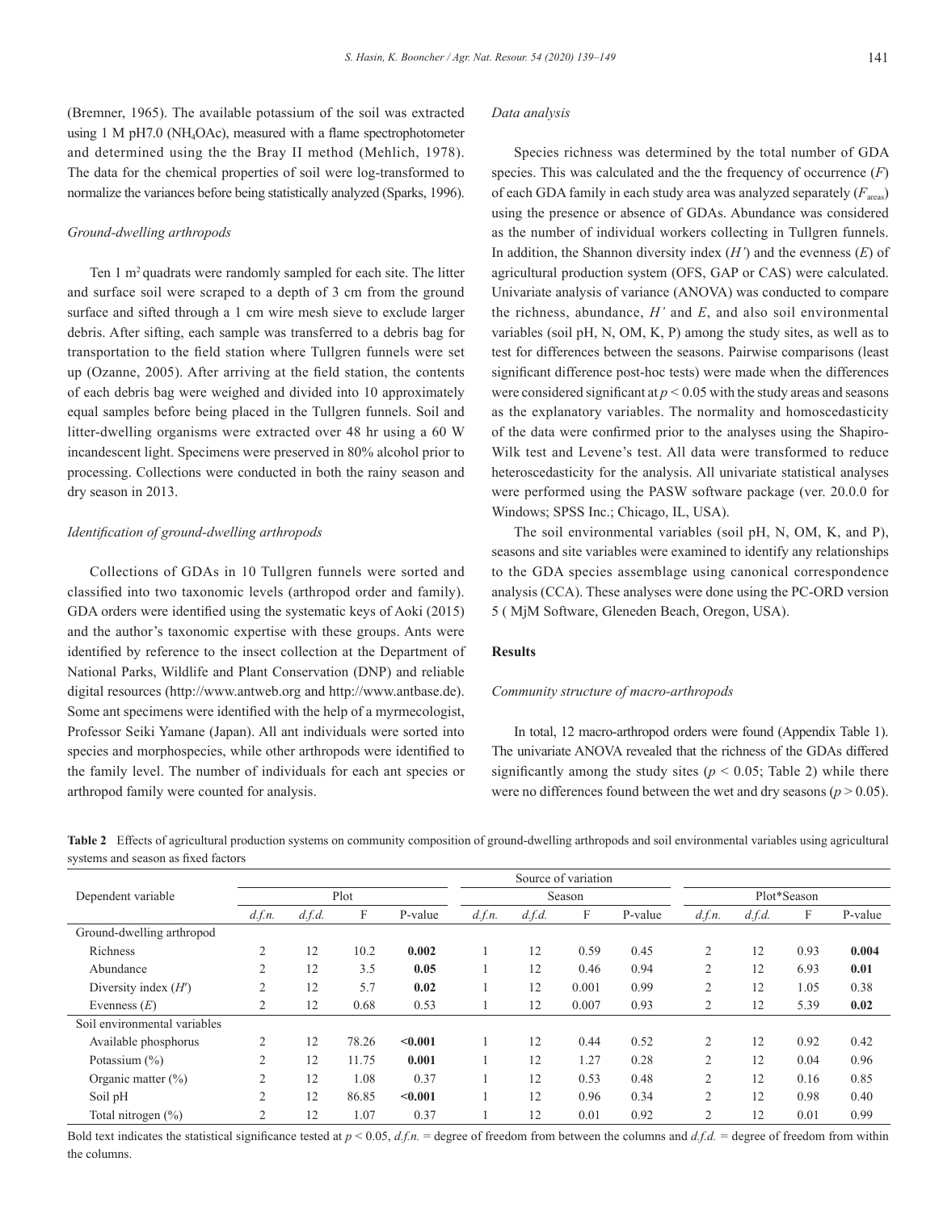(Bremner, 1965). The available potassium of the soil was extracted using 1 M pH7.0 ($NH_4OAc$), measured with a flame spectrophotometer and determined using the the Bray II method (Mehlich, 1978). The data for the chemical properties of soil were log-transformed to normalize the variances before being statistically analyzed (Sparks, 1996).

*Ground-dwelling arthropods*

Ten 1 $m^2$ quadrats were randomly sampled for each site. The litter and surface soil were scraped to a depth of 3 cm from the ground surface and sifted through a 1 cm wire mesh sieve to exclude larger debris. After sifting, each sample was transferred to a debris bag for transportation to the field station where Tullgren funnels were set up (Ozanne, 2005). After arriving at the field station, the contents of each debris bag were weighed and divided into 10 approximately equal samples before being placed in the Tullgren funnels. Soil and litter-dwelling organisms were extracted over 48 hr using a 60 W incandescent light. Specimens were preserved in 80% alcohol prior to processing. Collections were conducted in both the rainy season and dry season in 2013.

*Identification of ground-dwelling arthropods*

Collections of GDAs in 10 Tullgren funnels were sorted and classified into two taxonomic levels (arthropod order and family). GDA orders were identified using the systematic keys of Aoki (2015) and the author's taxonomic expertise with these groups. Ants were identified by reference to the insect collection at the Department of National Parks, Wildlife and Plant Conservation (DNP) and reliable digital resources (http://www.antweb.org and http://www.antbase.de). Some ant specimens were identified with the help of a myrmecologist, Professor Seiki Yamane (Japan). All ant individuals were sorted into species and morphospecies, while other arthropods were identified to the family level. The number of individuals for each ant species or arthropod family were counted for analysis.

*Data analysis*

Species richness was determined by the total number of GDA species. This was calculated and the the frequency of occurrence ($F$) of each GDA family in each study area was analyzed separately ($F_{areas}$) using the presence or absence of GDAs. Abundance was considered as the number of individual workers collecting in Tullgren funnels. In addition, the Shannon diversity index ($H'$) and the evenness ($E$) of agricultural production system (OFS, GAP or CAS) were calculated. Univariate analysis of variance (ANOVA) was conducted to compare the richness, abundance, $H'$ and $E$, and also soil environmental variables (soil pH, N, OM, K, P) among the study sites, as well as to test for differences between the seasons. Pairwise comparisons (least significant difference post-hoc tests) were made when the differences were considered significant at $p < 0.05$ with the study areas and seasons as the explanatory variables. The normality and homoscedasticity of the data were confirmed prior to the analyses using the Shapiro-Wilk test and Levene's test. All data were transformed to reduce heteroscedasticity for the analysis. All univariate statistical analyses were performed using the PASW software package (ver. 20.0.0 for Windows; SPSS Inc.; Chicago, IL, USA).

The soil environmental variables (soil pH, N, OM, K, and P), seasons and site variables were examined to identify any relationships to the GDA species assemblage using canonical correspondence analysis (CCA). These analyses were done using the PC-ORD version 5 ( MjM Software, Gleneden Beach, Oregon, USA).

## Results

*Community structure of macro-arthropods*

In total, 12 macro-arthropod orders were found (Appendix Table 1). The univariate ANOVA revealed that the richness of the GDAs differed significantly among the study sites ($p < 0.05$; Table 2) while there were no differences found between the wet and dry seasons ($p > 0.05$).

**Table 2** Effects of agricultural production systems on community composition of ground-dwelling arthropods and soil environmental variables using agricultural systems and season as fixed factors

| Dependent variable | Source of variation | | | | | | | | | | | |
|---|---|---|---|---|---|---|---|---|---|---|---|---|
| | Plot | | | | Season | | | | Plot*Season | | | |
| | *d.f.n.* | *d.f.d.* | F | P-value | *d.f.n.* | *d.f.d.* | F | P-value | *d.f.n.* | *d.f.d.* | F | P-value |
| Ground-dwelling arthropod | | | | | | | | | | | | |
| Richness | 2 | 12 | 10.2 | **0.002** | 1 | 12 | 0.59 | 0.45 | 2 | 12 | 0.93 | **0.004** |
| Abundance | 2 | 12 | 3.5 | **0.05** | 1 | 12 | 0.46 | 0.94 | 2 | 12 | 6.93 | **0.01** |
| Diversity index ($H'$) | 2 | 12 | 5.7 | **0.02** | 1 | 12 | 0.001 | 0.99 | 2 | 12 | 1.05 | 0.38 |
| Evenness ($E$) | 2 | 12 | 0.68 | 0.53 | 1 | 12 | 0.007 | 0.93 | 2 | 12 | 5.39 | **0.02** |
| Soil environmental variables | | | | | | | | | | | | |
| Available phosphorus | 2 | 12 | 78.26 | **<0.001** | 1 | 12 | 0.44 | 0.52 | 2 | 12 | 0.92 | 0.42 |
| Potassium (%) | 2 | 12 | 11.75 | **0.001** | 1 | 12 | 1.27 | 0.28 | 2 | 12 | 0.04 | 0.96 |
| Organic matter (%) | 2 | 12 | 1.08 | 0.37 | 1 | 12 | 0.53 | 0.48 | 2 | 12 | 0.16 | 0.85 |
| Soil pH | 2 | 12 | 86.85 | **<0.001** | 1 | 12 | 0.96 | 0.34 | 2 | 12 | 0.98 | 0.40 |
| Total nitrogen (%) | 2 | 12 | 1.07 | 0.37 | 1 | 12 | 0.01 | 0.92 | 2 | 12 | 0.01 | 0.99 |

Bold text indicates the statistical significance tested at $p < 0.05$, *d.f.n.* = degree of freedom from between the columns and *d.f.d.* = degree of freedom from within the columns.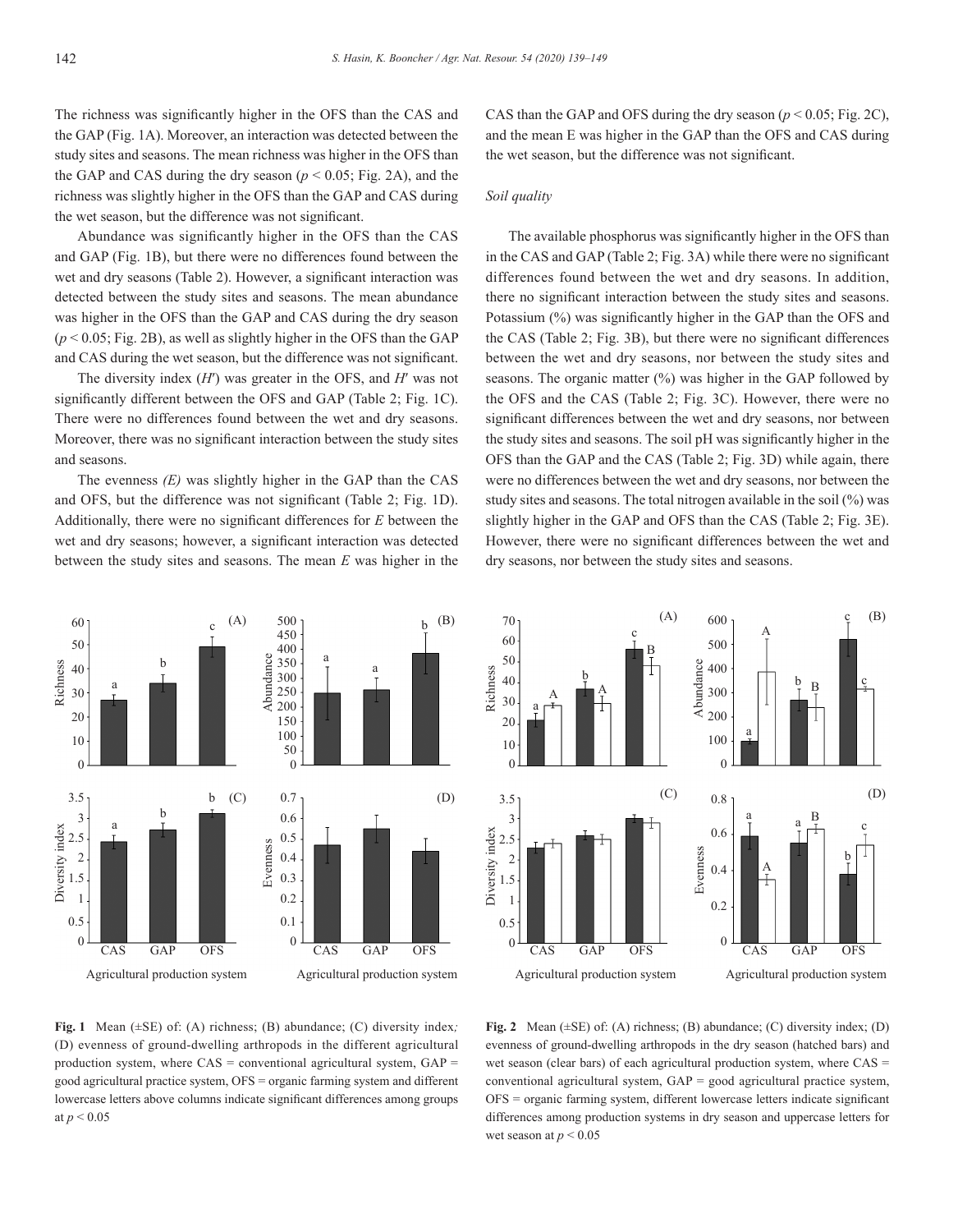The richness was significantly higher in the OFS than the CAS and the GAP (Fig. 1A). Moreover, an interaction was detected between the study sites and seasons. The mean richness was higher in the OFS than the GAP and CAS during the dry season ($p < 0.05$; Fig. 2A), and the richness was slightly higher in the OFS than the GAP and CAS during the wet season, but the difference was not significant.

Abundance was significantly higher in the OFS than the CAS and GAP (Fig. 1B), but there were no differences found between the wet and dry seasons (Table 2). However, a significant interaction was detected between the study sites and seasons. The mean abundance was higher in the OFS than the GAP and CAS during the dry season ($p < 0.05$; Fig. 2B), as well as slightly higher in the OFS than the GAP and CAS during the wet season, but the difference was not significant.

The diversity index ($H'$) was greater in the OFS, and $H'$ was not significantly different between the OFS and GAP (Table 2; Fig. 1C). There were no differences found between the wet and dry seasons. Moreover, there was no significant interaction between the study sites and seasons.

The evenness *(E)* was slightly higher in the GAP than the CAS and OFS, but the difference was not significant (Table 2; Fig. 1D). Additionally, there were no significant differences for *E* between the wet and dry seasons; however, a significant interaction was detected between the study sites and seasons. The mean *E* was higher in the CAS than the GAP and OFS during the dry season ($p < 0.05$; Fig. 2C), and the mean E was higher in the GAP than the OFS and CAS during the wet season, but the difference was not significant.

### *Soil quality*

The available phosphorus was significantly higher in the OFS than in the CAS and GAP (Table 2; Fig. 3A) while there were no significant differences found between the wet and dry seasons. In addition, there no significant interaction between the study sites and seasons. Potassium (%) was significantly higher in the GAP than the OFS and the CAS (Table 2; Fig. 3B), but there were no significant differences between the wet and dry seasons, nor between the study sites and seasons. The organic matter (%) was higher in the GAP followed by the OFS and the CAS (Table 2; Fig. 3C). However, there were no significant differences between the wet and dry seasons, nor between the study sites and seasons. The soil pH was significantly higher in the OFS than the GAP and the CAS (Table 2; Fig. 3D) while again, there were no differences between the wet and dry seasons, nor between the study sites and seasons. The total nitrogen available in the soil (%) was slightly higher in the GAP and OFS than the CAS (Table 2; Fig. 3E). However, there were no significant differences between the wet and dry seasons, nor between the study sites and seasons.

**Fig. 1** Mean (±SE) of: (A) richness; (B) abundance; (C) diversity index; (D) evenness of ground-dwelling arthropods in the different agricultural production system, where CAS = conventional agricultural system, GAP = good agricultural practice system, OFS = organic farming system and different lowercase letters above columns indicate significant differences among groups at $p < 0.05$

**Fig. 2** Mean (±SE) of: (A) richness; (B) abundance; (C) diversity index; (D) evenness of ground-dwelling arthropods in the dry season (hatched bars) and wet season (clear bars) of each agricultural production system, where CAS = conventional agricultural system, GAP = good agricultural practice system, OFS = organic farming system, different lowercase letters indicate significant differences among production systems in dry season and uppercase letters for wet season at $p < 0.05$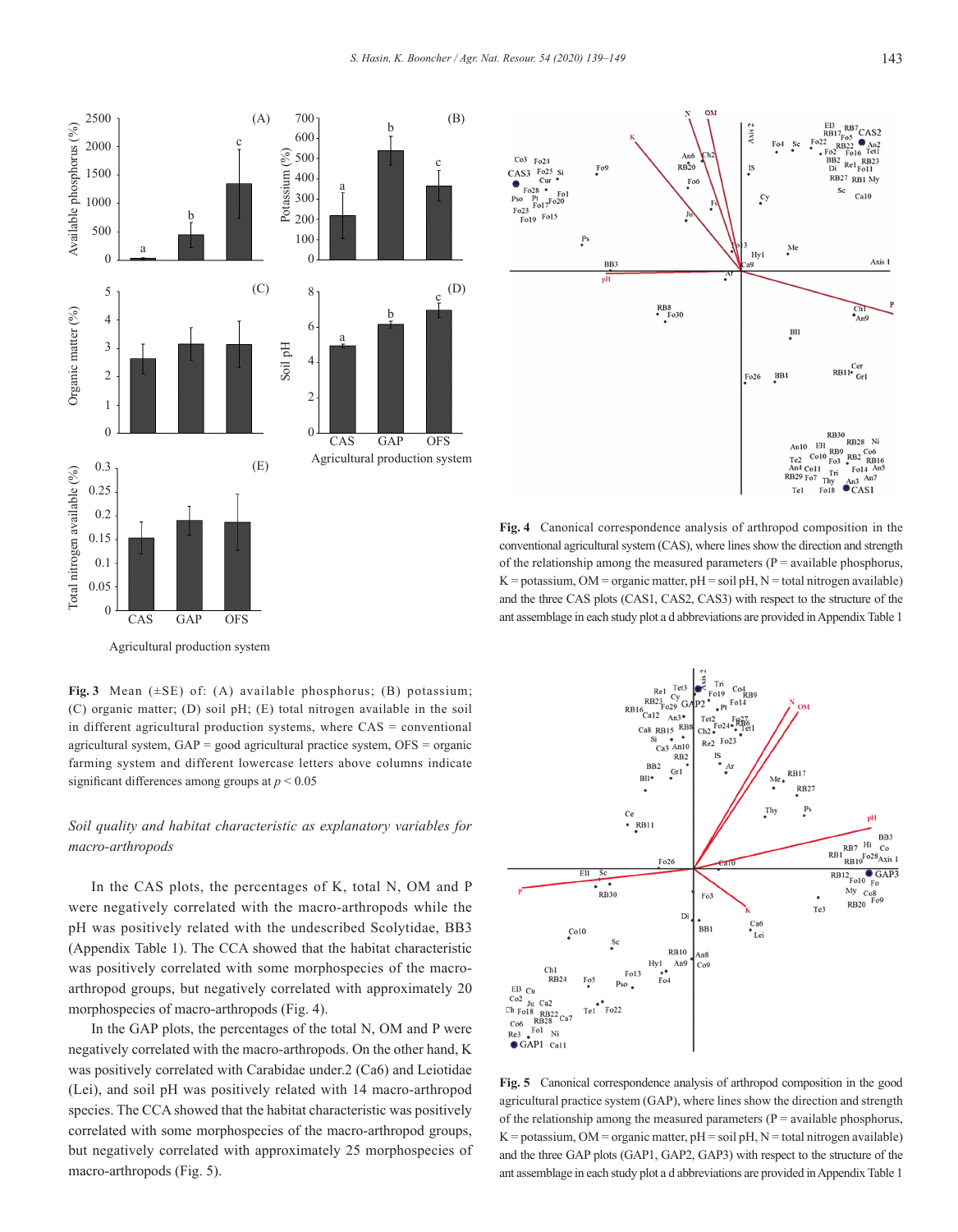**Fig. 3** Mean (±SE) of: (A) available phosphorus; (B) potassium; (C) organic matter; (D) soil pH; (E) total nitrogen available in the soil in different agricultural production systems, where CAS = conventional agricultural system, GAP = good agricultural practice system, OFS = organic farming system and different lowercase letters above columns indicate significant differences among groups at $p < 0.05$

**Fig. 4** Canonical correspondence analysis of arthropod composition in the conventional agricultural system (CAS), where lines show the direction and strength of the relationship among the measured parameters (P = available phosphorus, K = potassium, OM = organic matter, pH = soil pH, N = total nitrogen available) and the three CAS plots (CAS1, CAS2, CAS3) with respect to the structure of the ant assemblage in each study plot a d abbreviations are provided in Appendix Table 1

*Soil quality and habitat characteristic as explanatory variables for macro-arthropods*

In the CAS plots, the percentages of K, total N, OM and P were negatively correlated with the macro-arthropods while the pH was positively related with the undescribed Scolytidae, BB3 (Appendix Table 1). The CCA showed that the habitat characteristic was positively correlated with some morphospecies of the macro-arthropod groups, but negatively correlated with approximately 20 morphospecies of macro-arthropods (Fig. 4).

In the GAP plots, the percentages of the total N, OM and P were negatively correlated with the macro-arthropods. On the other hand, K was positively correlated with Carabidae under.2 (Ca6) and Leiotidae (Lei), and soil pH was positively related with 14 macro-arthropod species. The CCA showed that the habitat characteristic was positively correlated with some morphospecies of the macro-arthropod groups, but negatively correlated with approximately 25 morphospecies of macro-arthropods (Fig. 5).

**Fig. 5** Canonical correspondence analysis of arthropod composition in the good agricultural practice system (GAP), where lines show the direction and strength of the relationship among the measured parameters (P = available phosphorus, K = potassium, OM = organic matter, pH = soil pH, N = total nitrogen available) and the three GAP plots (GAP1, GAP2, GAP3) with respect to the structure of the ant assemblage in each study plot a d abbreviations are provided in Appendix Table 1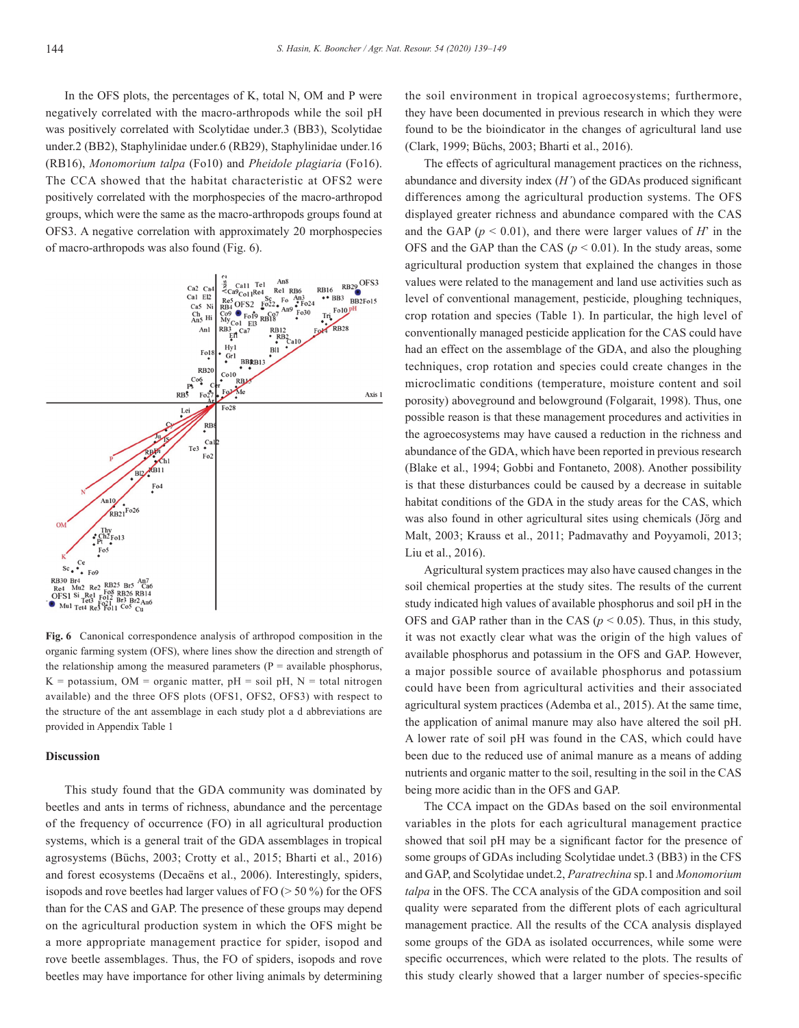In the OFS plots, the percentages of K, total N, OM and P were negatively correlated with the macro-arthropods while the soil pH was positively correlated with Scolytidae under.3 (BB3), Scolytidae under.2 (BB2), Staphylinidae under.6 (RB29), Staphylinidae under.16 (RB16), *Monomorium talpa* (Fo10) and *Pheidole plagiaria* (Fo16). The CCA showed that the habitat characteristic at OFS2 were positively correlated with the morphospecies of the macro-arthropod groups, which were the same as the macro-arthropods groups found at OFS3. A negative correlation with approximately 20 morphospecies of macro-arthropods was also found (Fig. 6).

**Fig. 6** Canonical correspondence analysis of arthropod composition in the organic farming system (OFS), where lines show the direction and strength of the relationship among the measured parameters (P = available phosphorus, K = potassium, OM = organic matter, pH = soil pH, N = total nitrogen available) and the three OFS plots (OFS1, OFS2, OFS3) with respect to the structure of the ant assemblage in each study plot a d abbreviations are provided in Appendix Table 1

## Discussion

This study found that the GDA community was dominated by beetles and ants in terms of richness, abundance and the percentage of the frequency of occurrence (FO) in all agricultural production systems, which is a general trait of the GDA assemblages in tropical agrosystems (Büchs, 2003; Crotty et al., 2015; Bharti et al., 2016) and forest ecosystems (Decaëns et al., 2006). Interestingly, spiders, isopods and rove beetles had larger values of FO (> 50 %) for the OFS than for the CAS and GAP. The presence of these groups may depend on the agricultural production system in which the OFS might be a more appropriate management practice for spider, isopod and rove beetle assemblages. Thus, the FO of spiders, isopods and rove beetles may have importance for other living animals by determining the soil environment in tropical agroecosystems; furthermore, they have been documented in previous research in which they were found to be the bioindicator in the changes of agricultural land use (Clark, 1999; Büchs, 2003; Bharti et al., 2016).

The effects of agricultural management practices on the richness, abundance and diversity index ($H'$) of the GDAs produced significant differences among the agricultural production systems. The OFS displayed greater richness and abundance compared with the CAS and the GAP ($p < 0.01$), and there were larger values of $H'$ in the OFS and the GAP than the CAS ($p < 0.01$). In the study areas, some agricultural production system that explained the changes in those values were related to the management and land use activities such as level of conventional management, pesticide, ploughing techniques, crop rotation and species (Table 1). In particular, the high level of conventionally managed pesticide application for the CAS could have had an effect on the assemblage of the GDA, and also the ploughing techniques, crop rotation and species could create changes in the microclimatic conditions (temperature, moisture content and soil porosity) aboveground and belowground (Folgarait, 1998). Thus, one possible reason is that these management procedures and activities in the agroecosystems may have caused a reduction in the richness and abundance of the GDA, which have been reported in previous research (Blake et al., 1994; Gobbi and Fontaneto, 2008). Another possibility is that these disturbances could be caused by a decrease in suitable habitat conditions of the GDA in the study areas for the CAS, which was also found in other agricultural sites using chemicals (Jörg and Malt, 2003; Krauss et al., 2011; Padmavathy and Poyyamoli, 2013; Liu et al., 2016).

Agricultural system practices may also have caused changes in the soil chemical properties at the study sites. The results of the current study indicated high values of available phosphorus and soil pH in the OFS and GAP rather than in the CAS ($p < 0.05$). Thus, in this study, it was not exactly clear what was the origin of the high values of available phosphorus and potassium in the OFS and GAP. However, a major possible source of available phosphorus and potassium could have been from agricultural activities and their associated agricultural system practices (Ademba et al., 2015). At the same time, the application of animal manure may also have altered the soil pH. A lower rate of soil pH was found in the CAS, which could have been due to the reduced use of animal manure as a means of adding nutrients and organic matter to the soil, resulting in the soil in the CAS being more acidic than in the OFS and GAP.

The CCA impact on the GDAs based on the soil environmental variables in the plots for each agricultural management practice showed that soil pH may be a significant factor for the presence of some groups of GDAs including Scolytidae undet.3 (BB3) in the CFS and GAP, and Scolytidae undet.2, *Paratrechina* sp.1 and *Monomorium talpa* in the OFS. The CCA analysis of the GDA composition and soil quality were separated from the different plots of each agricultural management practice. All the results of the CCA analysis displayed some groups of the GDA as isolated occurrences, while some were specific occurrences, which were related to the plots. The results of this study clearly showed that a larger number of species-specific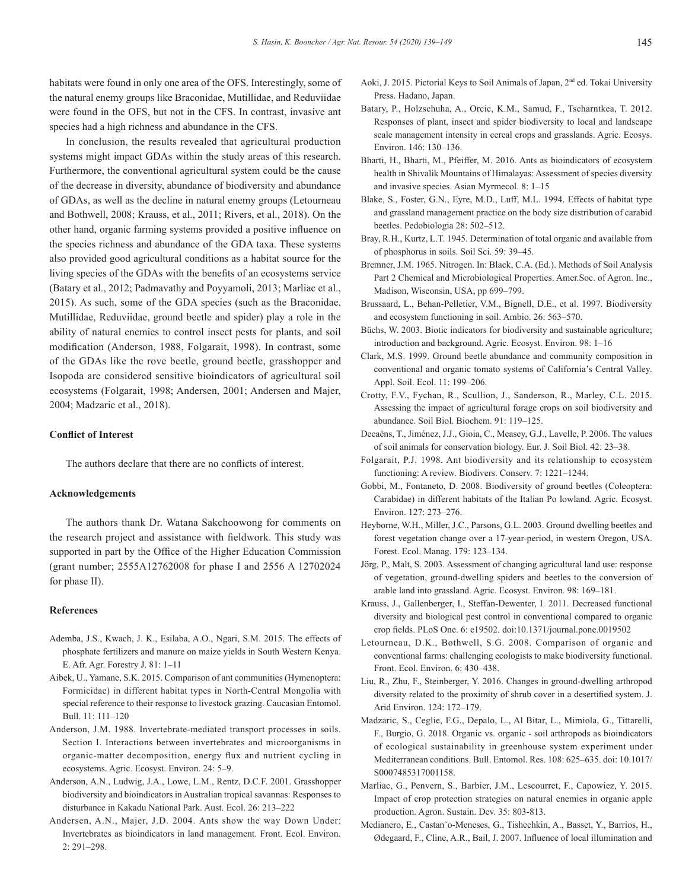habitats were found in only one area of the OFS. Interestingly, some of the natural enemy groups like Braconidae, Mutillidae, and Reduviidae were found in the OFS, but not in the CFS. In contrast, invasive ant species had a high richness and abundance in the CFS.

In conclusion, the results revealed that agricultural production systems might impact GDAs within the study areas of this research. Furthermore, the conventional agricultural system could be the cause of the decrease in diversity, abundance of biodiversity and abundance of GDAs, as well as the decline in natural enemy groups (Letourneau and Bothwell, 2008; Krauss, et al., 2011; Rivers, et al., 2018). On the other hand, organic farming systems provided a positive influence on the species richness and abundance of the GDA taxa. These systems also provided good agricultural conditions as a habitat source for the living species of the GDAs with the benefits of an ecosystems service (Batary et al., 2012; Padmavathy and Poyyamoli, 2013; Marliac et al., 2015). As such, some of the GDA species (such as the Braconidae, Mutillidae, Reduviidae, ground beetle and spider) play a role in the ability of natural enemies to control insect pests for plants, and soil modification (Anderson, 1988, Folgarait, 1998). In contrast, some of the GDAs like the rove beetle, ground beetle, grasshopper and Isopoda are considered sensitive bioindicators of agricultural soil ecosystems (Folgarait, 1998; Andersen, 2001; Andersen and Majer, 2004; Madzaric et al., 2018).

### Conflict of Interest

The authors declare that there are no conflicts of interest.

### Acknowledgements

The authors thank Dr. Watana Sakchoowong for comments on the research project and assistance with fieldwork. This study was supported in part by the Office of the Higher Education Commission (grant number; 2555A12762008 for phase I and 2556 A 12702024 for phase II).

### References

Ademba, J.S., Kwach, J. K., Esilaba, A.O., Ngari, S.M. 2015. The effects of phosphate fertilizers and manure on maize yields in South Western Kenya. E. Afr. Agr. Forestry J. 81: 1–11

Aibek, U., Yamane, S.K. 2015. Comparison of ant communities (Hymenoptera: Formicidae) in different habitat types in North-Central Mongolia with special reference to their response to livestock grazing. Caucasian Entomol. Bull. 11: 111–120

Anderson, J.M. 1988. Invertebrate-mediated transport processes in soils. Section I. Interactions between invertebrates and microorganisms in organic-matter decomposition, energy flux and nutrient cycling in ecosystems. Agric. Ecosyst. Environ. 24: 5–9.

Anderson, A.N., Ludwig, J.A., Lowe, L.M., Rentz, D.C.F. 2001. Grasshopper biodiversity and bioindicators in Australian tropical savannas: Responses to disturbance in Kakadu National Park. Aust. Ecol. 26: 213–222

Andersen, A.N., Majer, J.D. 2004. Ants show the way Down Under: Invertebrates as bioindicators in land management. Front. Ecol. Environ. 2: 291–298.

Aoki, J. 2015. Pictorial Keys to Soil Animals of Japan, 2nd ed. Tokai University Press. Hadano, Japan.

Batary, P., Holzschuha, A., Orcic, K.M., Samud, F., Tscharntkea, T. 2012. Responses of plant, insect and spider biodiversity to local and landscape scale management intensity in cereal crops and grasslands. Agric. Ecosys. Environ. 146: 130–136.

Bharti, H., Bharti, M., Pfeiffer, M. 2016. Ants as bioindicators of ecosystem health in Shivalik Mountains of Himalayas: Assessment of species diversity and invasive species. Asian Myrmecol. 8: 1–15

Blake, S., Foster, G.N., Eyre, M.D., Luff, M.L. 1994. Effects of habitat type and grassland management practice on the body size distribution of carabid beetles. Pedobiologia 28: 502–512.

Bray, R.H., Kurtz, L.T. 1945. Determination of total organic and available from of phosphorus in soils. Soil Sci. 59: 39–45.

Bremner, J.M. 1965. Nitrogen. In: Black, C.A. (Ed.). Methods of Soil Analysis Part 2 Chemical and Microbiological Properties. Amer.Soc. of Agron. Inc., Madison, Wisconsin, USA, pp 699–799.

Brussaard, L., Behan-Pelletier, V.M., Bignell, D.E., et al. 1997. Biodiversity and ecosystem functioning in soil. Ambio. 26: 563–570.

Büchs, W. 2003. Biotic indicators for biodiversity and sustainable agriculture; introduction and background. Agric. Ecosyst. Environ. 98: 1–16

Clark, M.S. 1999. Ground beetle abundance and community composition in conventional and organic tomato systems of California's Central Valley. Appl. Soil. Ecol. 11: 199–206.

Crotty, F.V., Fychan, R., Scullion, J., Sanderson, R., Marley, C.L. 2015. Assessing the impact of agricultural forage crops on soil biodiversity and abundance. Soil Biol. Biochem. 91: 119–125.

Decaëns, T., Jiménez, J.J., Gioia, C., Measey, G.J., Lavelle, P. 2006. The values of soil animals for conservation biology. Eur. J. Soil Biol. 42: 23–38.

Folgarait, P.J. 1998. Ant biodiversity and its relationship to ecosystem functioning: A review. Biodivers. Conserv. 7: 1221–1244.

Gobbi, M., Fontaneto, D. 2008. Biodiversity of ground beetles (Coleoptera: Carabidae) in different habitats of the Italian Po lowland. Agric. Ecosyst. Environ. 127: 273–276.

Heyborne, W.H., Miller, J.C., Parsons, G.L. 2003. Ground dwelling beetles and forest vegetation change over a 17-year-period, in western Oregon, USA. Forest. Ecol. Manag. 179: 123–134.

Jörg, P., Malt, S. 2003. Assessment of changing agricultural land use: response of vegetation, ground-dwelling spiders and beetles to the conversion of arable land into grassland. Agric. Ecosyst. Environ. 98: 169–181.

Krauss, J., Gallenberger, I., Steffan-Dewenter, I. 2011. Decreased functional diversity and biological pest control in conventional compared to organic crop fields. PLoS One. 6: e19502. doi:10.1371/journal.pone.0019502

Letourneau, D.K., Bothwell, S.G. 2008. Comparison of organic and conventional farms: challenging ecologists to make biodiversity functional. Front. Ecol. Environ. 6: 430–438.

Liu, R., Zhu, F., Steinberger, Y. 2016. Changes in ground-dwelling arthropod diversity related to the proximity of shrub cover in a desertified system. J. Arid Environ. 124: 172–179.

Madzaric, S., Ceglie, F.G., Depalo, L., Al Bitar, L., Mimiola, G., Tittarelli, F., Burgio, G. 2018. Organic vs. organic - soil arthropods as bioindicators of ecological sustainability in greenhouse system experiment under Mediterranean conditions. Bull. Entomol. Res. 108: 625–635. doi: 10.1017/S0007485317001158.

Marliac, G., Penvern, S., Barbier, J.M., Lescourret, F., Capowiez, Y. 2015. Impact of crop protection strategies on natural enemies in organic apple production. Agron. Sustain. Dev. 35: 803-813.

Medianero, E., Castaño-Meneses, G., Tishechkin, A., Basset, Y., Barrios, H., Ødegaard, F., Cline, A.R., Bail, J. 2007. Influence of local illumination and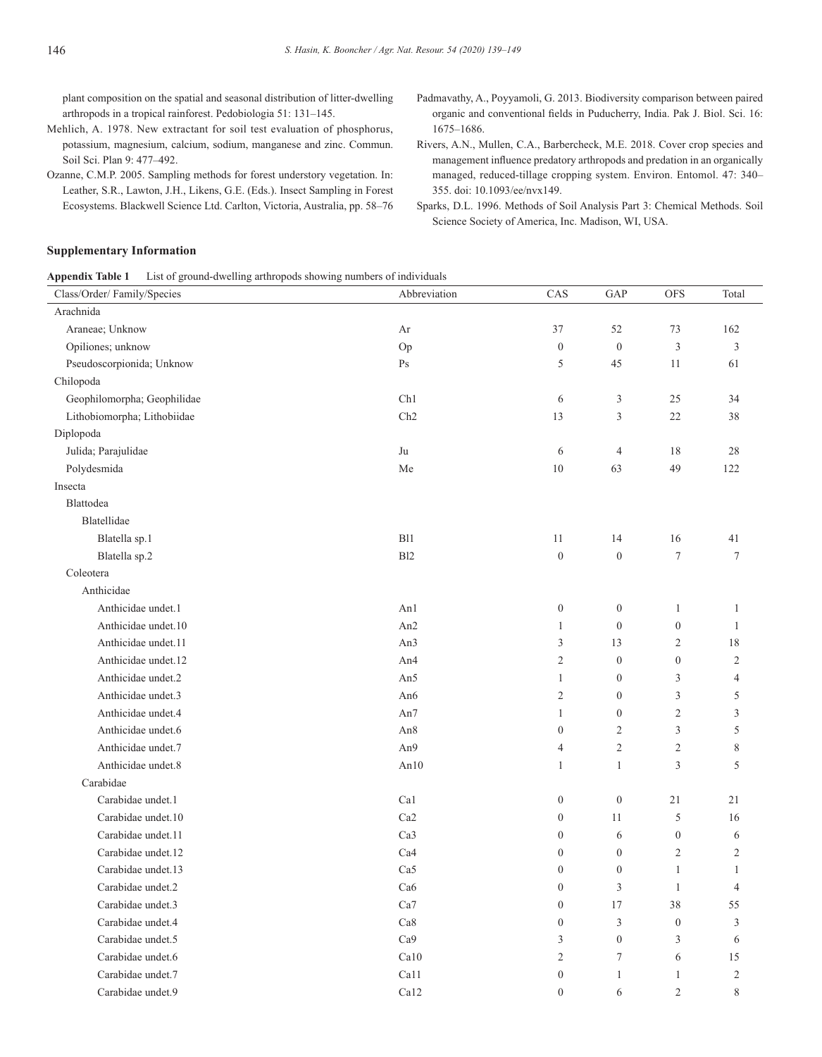plant composition on the spatial and seasonal distribution of litter-dwelling arthropods in a tropical rainforest. Pedobiologia 51: 131–145.

Mehlich, A. 1978. New extractant for soil test evaluation of phosphorus, potassium, magnesium, calcium, sodium, manganese and zinc. Commun. Soil Sci. Plan 9: 477–492.

Ozanne, C.M.P. 2005. Sampling methods for forest understory vegetation. In: Leather, S.R., Lawton, J.H., Likens, G.E. (Eds.). Insect Sampling in Forest Ecosystems. Blackwell Science Ltd. Carlton, Victoria, Australia, pp. 58–76

Padmavathy, A., Poyyamoli, G. 2013. Biodiversity comparison between paired organic and conventional fields in Puducherry, India. Pak J. Biol. Sci. 16: 1675–1686.

Rivers, A.N., Mullen, C.A., Barbercheck, M.E. 2018. Cover crop species and management influence predatory arthropods and predation in an organically managed, reduced-tillage cropping system. Environ. Entomol. 47: 340–355. doi: 10.1093/ee/nvx149.

Sparks, D.L. 1996. Methods of Soil Analysis Part 3: Chemical Methods. Soil Science Society of America, Inc. Madison, WI, USA.

## Supplementary Information

**Appendix Table 1** List of ground-dwelling arthropods showing numbers of individuals

| Class/Order/ Family/Species | Abbreviation | CAS | GAP | OFS | Total |
|---|---|---|---|---|---|
| Arachnida | | | | | |
| Araneae; Unknow | Ar | 37 | 52 | 73 | 162 |
| Opiliones; unknow | Op | 0 | 0 | 3 | 3 |
| Pseudoscorpionida; Unknow | Ps | 5 | 45 | 11 | 61 |
| Chilopoda | | | | | |
| Geophilomorpha; Geophilidae | Ch1 | 6 | 3 | 25 | 34 |
| Lithobiomorpha; Lithobiidae | Ch2 | 13 | 3 | 22 | 38 |
| Diplopoda | | | | | |
| Julida; Parajulidae | Ju | 6 | 4 | 18 | 28 |
| Polydesmida | Me | 10 | 63 | 49 | 122 |
| Insecta | | | | | |
| Blattodea | | | | | |
| Blatellidae | | | | | |
| Blatella sp.1 | Bl1 | 11 | 14 | 16 | 41 |
| Blatella sp.2 | Bl2 | 0 | 0 | 7 | 7 |
| Coleotera | | | | | |
| Anthicidae | | | | | |
| Anthicidae undet.1 | An1 | 0 | 0 | 1 | 1 |
| Anthicidae undet.10 | An2 | 1 | 0 | 0 | 1 |
| Anthicidae undet.11 | An3 | 3 | 13 | 2 | 18 |
| Anthicidae undet.12 | An4 | 2 | 0 | 0 | 2 |
| Anthicidae undet.2 | An5 | 1 | 0 | 3 | 4 |
| Anthicidae undet.3 | An6 | 2 | 0 | 3 | 5 |
| Anthicidae undet.4 | An7 | 1 | 0 | 2 | 3 |
| Anthicidae undet.6 | An8 | 0 | 2 | 3 | 5 |
| Anthicidae undet.7 | An9 | 4 | 2 | 2 | 8 |
| Anthicidae undet.8 | An10 | 1 | 1 | 3 | 5 |
| Carabidae | | | | | |
| Carabidae undet.1 | Ca1 | 0 | 0 | 21 | 21 |
| Carabidae undet.10 | Ca2 | 0 | 11 | 5 | 16 |
| Carabidae undet.11 | Ca3 | 0 | 6 | 0 | 6 |
| Carabidae undet.12 | Ca4 | 0 | 0 | 2 | 2 |
| Carabidae undet.13 | Ca5 | 0 | 0 | 1 | 1 |
| Carabidae undet.2 | Ca6 | 0 | 3 | 1 | 4 |
| Carabidae undet.3 | Ca7 | 0 | 17 | 38 | 55 |
| Carabidae undet.4 | Ca8 | 0 | 3 | 0 | 3 |
| Carabidae undet.5 | Ca9 | 3 | 0 | 3 | 6 |
| Carabidae undet.6 | Ca10 | 2 | 7 | 6 | 15 |
| Carabidae undet.7 | Ca11 | 0 | 1 | 1 | 2 |
| Carabidae undet.9 | Ca12 | 0 | 6 | 2 | 8 |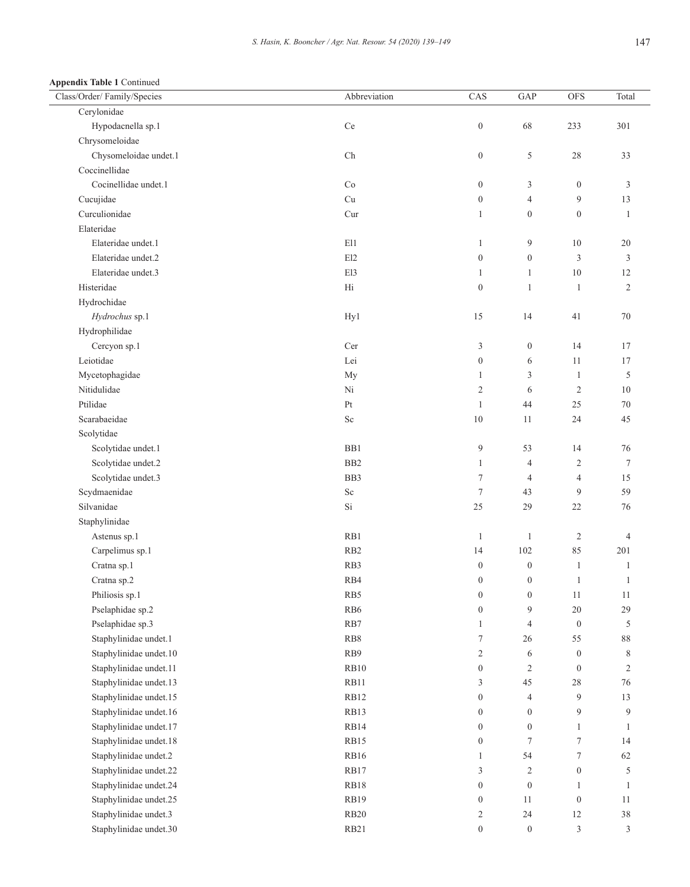**Appendix Table 1** Continued

| Class/Order/ Family/Species | Abbreviation | CAS | GAP | OFS | Total |
|---|---|---|---|---|---|
| Cerylonidae | | | | | |
| Hypodacnella sp.1 | Ce | 0 | 68 | 233 | 301 |
| Chrysomeloidae | | | | | |
| Chysomeloidae undet.1 | Ch | 0 | 5 | 28 | 33 |
| Coccinellidae | | | | | |
| Cocinellidae undet.1 | Co | 0 | 3 | 0 | 3 |
| Cucujidae | Cu | 0 | 4 | 9 | 13 |
| Curculionidae | Cur | 1 | 0 | 0 | 1 |
| Elateridae | | | | | |
| Elateridae undet.1 | El1 | 1 | 9 | 10 | 20 |
| Elateridae undet.2 | El2 | 0 | 0 | 3 | 3 |
| Elateridae undet.3 | El3 | 1 | 1 | 10 | 12 |
| Histeridae | Hi | 0 | 1 | 1 | 2 |
| Hydrochidae | | | | | |
| *Hydrochus* sp.1 | Hy1 | 15 | 14 | 41 | 70 |
| Hydrophilidae | | | | | |
| Cercyon sp.1 | Cer | 3 | 0 | 14 | 17 |
| Leiotidae | Lei | 0 | 6 | 11 | 17 |
| Mycetophagidae | My | 1 | 3 | 1 | 5 |
| Nitidulidae | Ni | 2 | 6 | 2 | 10 |
| Ptilidae | Pt | 1 | 44 | 25 | 70 |
| Scarabaeidae | Sc | 10 | 11 | 24 | 45 |
| Scolytidae | | | | | |
| Scolytidae undet.1 | BB1 | 9 | 53 | 14 | 76 |
| Scolytidae undet.2 | BB2 | 1 | 4 | 2 | 7 |
| Scolytidae undet.3 | BB3 | 7 | 4 | 4 | 15 |
| Scydmaenidae | Sc | 7 | 43 | 9 | 59 |
| Silvanidae | Si | 25 | 29 | 22 | 76 |
| Staphylinidae | | | | | |
| Astenus sp.1 | RB1 | 1 | 1 | 2 | 4 |
| Carpelimus sp.1 | RB2 | 14 | 102 | 85 | 201 |
| Cratna sp.1 | RB3 | 0 | 0 | 1 | 1 |
| Cratna sp.2 | RB4 | 0 | 0 | 1 | 1 |
| Philiosis sp.1 | RB5 | 0 | 0 | 11 | 11 |
| Pselaphidae sp.2 | RB6 | 0 | 9 | 20 | 29 |
| Pselaphidae sp.3 | RB7 | 1 | 4 | 0 | 5 |
| Staphylinidae undet.1 | RB8 | 7 | 26 | 55 | 88 |
| Staphylinidae undet.10 | RB9 | 2 | 6 | 0 | 8 |
| Staphylinidae undet.11 | RB10 | 0 | 2 | 0 | 2 |
| Staphylinidae undet.13 | RB11 | 3 | 45 | 28 | 76 |
| Staphylinidae undet.15 | RB12 | 0 | 4 | 9 | 13 |
| Staphylinidae undet.16 | RB13 | 0 | 0 | 9 | 9 |
| Staphylinidae undet.17 | RB14 | 0 | 0 | 1 | 1 |
| Staphylinidae undet.18 | RB15 | 0 | 7 | 7 | 14 |
| Staphylinidae undet.2 | RB16 | 1 | 54 | 7 | 62 |
| Staphylinidae undet.22 | RB17 | 3 | 2 | 0 | 5 |
| Staphylinidae undet.24 | RB18 | 0 | 0 | 1 | 1 |
| Staphylinidae undet.25 | RB19 | 0 | 11 | 0 | 11 |
| Staphylinidae undet.3 | RB20 | 2 | 24 | 12 | 38 |
| Staphylinidae undet.30 | RB21 | 0 | 0 | 3 | 3 |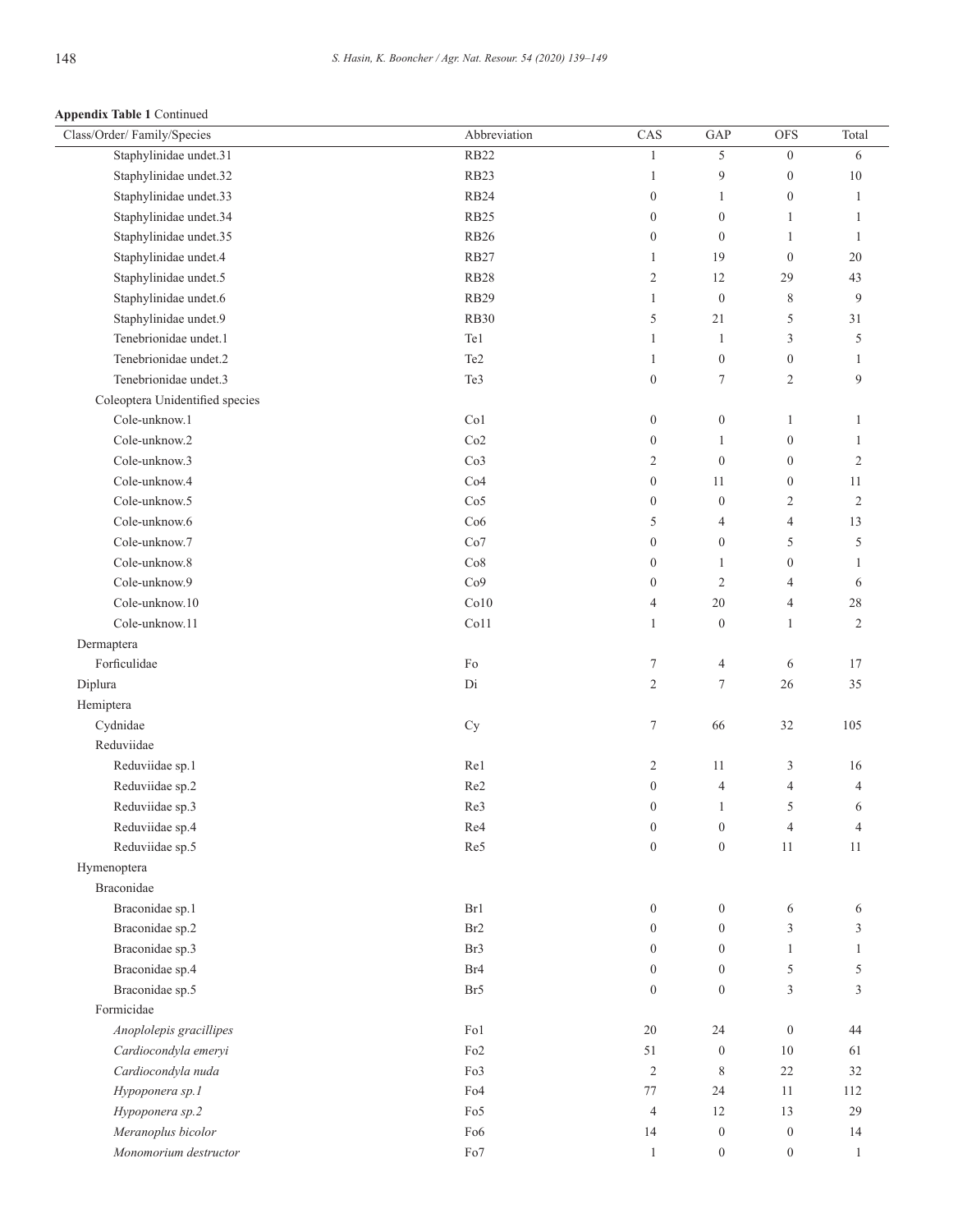**Appendix Table 1** Continued

| Class/Order/ Family/Species | Abbreviation | CAS | GAP | OFS | Total |
|---|---|---|---|---|---|
| Staphylinidae undet.31 | RB22 | 1 | 5 | 0 | 6 |
| Staphylinidae undet.32 | RB23 | 1 | 9 | 0 | 10 |
| Staphylinidae undet.33 | RB24 | 0 | 1 | 0 | 1 |
| Staphylinidae undet.34 | RB25 | 0 | 0 | 1 | 1 |
| Staphylinidae undet.35 | RB26 | 0 | 0 | 1 | 1 |
| Staphylinidae undet.4 | RB27 | 1 | 19 | 0 | 20 |
| Staphylinidae undet.5 | RB28 | 2 | 12 | 29 | 43 |
| Staphylinidae undet.6 | RB29 | 1 | 0 | 8 | 9 |
| Staphylinidae undet.9 | RB30 | 5 | 21 | 5 | 31 |
| Tenebrionidae undet.1 | Te1 | 1 | 1 | 3 | 5 |
| Tenebrionidae undet.2 | Te2 | 1 | 0 | 0 | 1 |
| Tenebrionidae undet.3 | Te3 | 0 | 7 | 2 | 9 |
| Coleoptera Unidentified species | | | | | |
| Cole-unknow.1 | Co1 | 0 | 0 | 1 | 1 |
| Cole-unknow.2 | Co2 | 0 | 1 | 0 | 1 |
| Cole-unknow.3 | Co3 | 2 | 0 | 0 | 2 |
| Cole-unknow.4 | Co4 | 0 | 11 | 0 | 11 |
| Cole-unknow.5 | Co5 | 0 | 0 | 2 | 2 |
| Cole-unknow.6 | Co6 | 5 | 4 | 4 | 13 |
| Cole-unknow.7 | Co7 | 0 | 0 | 5 | 5 |
| Cole-unknow.8 | Co8 | 0 | 1 | 0 | 1 |
| Cole-unknow.9 | Co9 | 0 | 2 | 4 | 6 |
| Cole-unknow.10 | Co10 | 4 | 20 | 4 | 28 |
| Cole-unknow.11 | Co11 | 1 | 0 | 1 | 2 |
| Dermaptera | | | | | |
| Forficulidae | Fo | 7 | 4 | 6 | 17 |
| Diplura | Di | 2 | 7 | 26 | 35 |
| Hemiptera | | | | | |
| Cydnidae | Cy | 7 | 66 | 32 | 105 |
| Reduviidae | | | | | |
| Reduviidae sp.1 | Re1 | 2 | 11 | 3 | 16 |
| Reduviidae sp.2 | Re2 | 0 | 4 | 4 | 4 |
| Reduviidae sp.3 | Re3 | 0 | 1 | 5 | 6 |
| Reduviidae sp.4 | Re4 | 0 | 0 | 4 | 4 |
| Reduviidae sp.5 | Re5 | 0 | 0 | 11 | 11 |
| Hymenoptera | | | | | |
| Braconidae | | | | | |
| Braconidae sp.1 | Br1 | 0 | 0 | 6 | 6 |
| Braconidae sp.2 | Br2 | 0 | 0 | 3 | 3 |
| Braconidae sp.3 | Br3 | 0 | 0 | 1 | 1 |
| Braconidae sp.4 | Br4 | 0 | 0 | 5 | 5 |
| Braconidae sp.5 | Br5 | 0 | 0 | 3 | 3 |
| Formicidae | | | | | |
| *Anoplolepis gracillipes* | Fo1 | 20 | 24 | 0 | 44 |
| *Cardiocondyla emeryi* | Fo2 | 51 | 0 | 10 | 61 |
| *Cardiocondyla nuda* | Fo3 | 2 | 8 | 22 | 32 |
| *Hypoponera sp.1* | Fo4 | 77 | 24 | 11 | 112 |
| *Hypoponera sp.2* | Fo5 | 4 | 12 | 13 | 29 |
| *Meranoplus bicolor* | Fo6 | 14 | 0 | 0 | 14 |
| *Monomorium destructor* | Fo7 | 1 | 0 | 0 | 1 |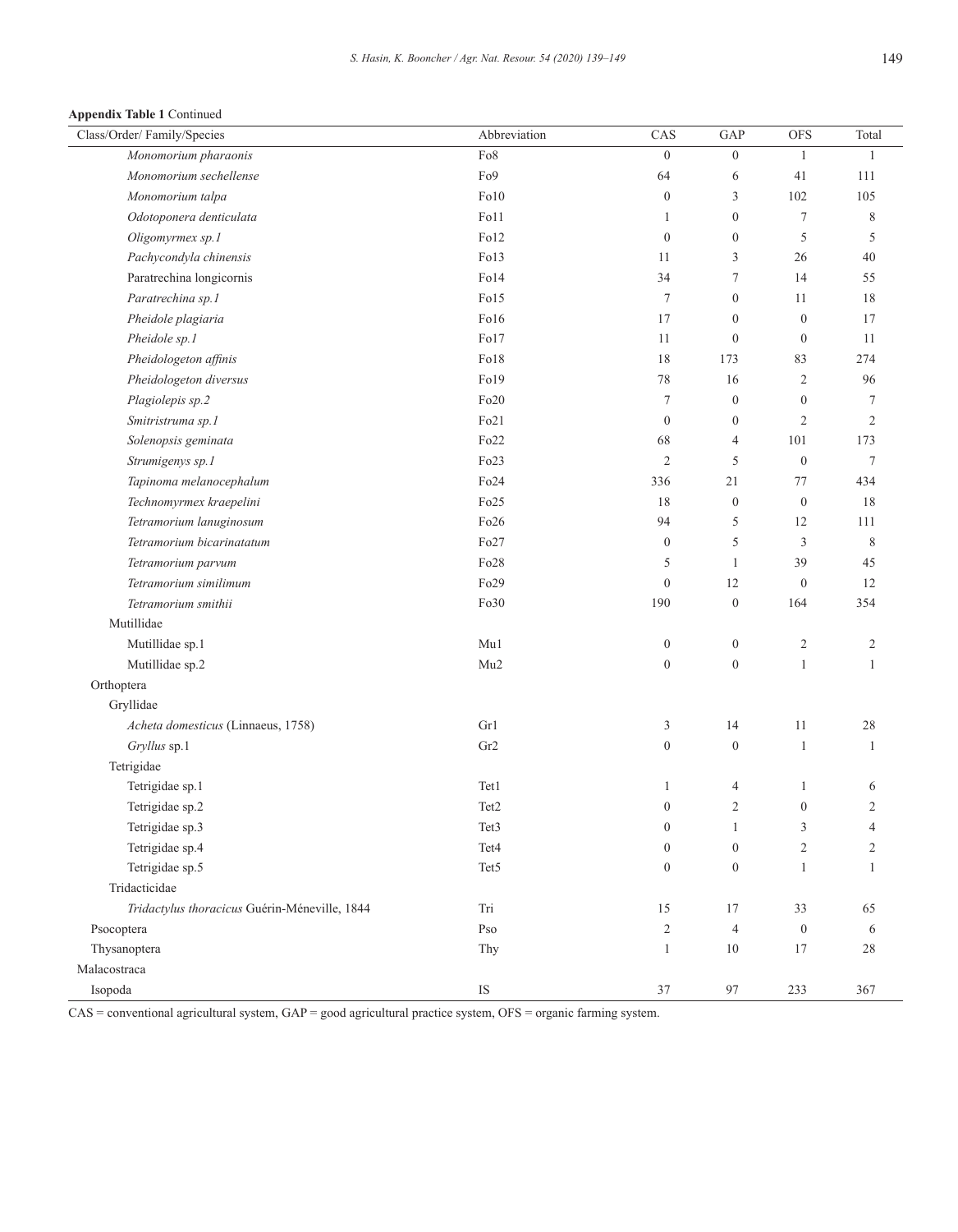**Appendix Table 1** Continued

| Class/Order/ Family/Species | Abbreviation | CAS | GAP | OFS | Total |
|---|---|---|---|---|---|
| *Monomorium pharaonis* | Fo8 | 0 | 0 | 1 | 1 |
| *Monomorium sechellense* | Fo9 | 64 | 6 | 41 | 111 |
| *Monomorium talpa* | Fo10 | 0 | 3 | 102 | 105 |
| *Odotoponera denticulata* | Fo11 | 1 | 0 | 7 | 8 |
| *Oligomyrmex sp.1* | Fo12 | 0 | 0 | 5 | 5 |
| *Pachycondyla chinensis* | Fo13 | 11 | 3 | 26 | 40 |
| Paratrechina longicornis | Fo14 | 34 | 7 | 14 | 55 |
| *Paratrechina sp.1* | Fo15 | 7 | 0 | 11 | 18 |
| *Pheidole plagiaria* | Fo16 | 17 | 0 | 0 | 17 |
| *Pheidole sp.1* | Fo17 | 11 | 0 | 0 | 11 |
| *Pheidologeton affinis* | Fo18 | 18 | 173 | 83 | 274 |
| *Pheidologeton diversus* | Fo19 | 78 | 16 | 2 | 96 |
| *Plagiolepis sp.2* | Fo20 | 7 | 0 | 0 | 7 |
| *Smitristruma sp.1* | Fo21 | 0 | 0 | 2 | 2 |
| *Solenopsis geminata* | Fo22 | 68 | 4 | 101 | 173 |
| *Strumigenys sp.1* | Fo23 | 2 | 5 | 0 | 7 |
| *Tapinoma melanocephalum* | Fo24 | 336 | 21 | 77 | 434 |
| *Technomyrmex kraepelini* | Fo25 | 18 | 0 | 0 | 18 |
| *Tetramorium lanuginosum* | Fo26 | 94 | 5 | 12 | 111 |
| *Tetramorium bicarinatatum* | Fo27 | 0 | 5 | 3 | 8 |
| *Tetramorium parvum* | Fo28 | 5 | 1 | 39 | 45 |
| *Tetramorium similimum* | Fo29 | 0 | 12 | 0 | 12 |
| *Tetramorium smithii* | Fo30 | 190 | 0 | 164 | 354 |
| Mutillidae | | | | | |
| Mutillidae sp.1 | Mu1 | 0 | 0 | 2 | 2 |
| Mutillidae sp.2 | Mu2 | 0 | 0 | 1 | 1 |
| Orthoptera | | | | | |
| Gryllidae | | | | | |
| *Acheta domesticus* (Linnaeus, 1758) | Gr1 | 3 | 14 | 11 | 28 |
| *Gryllus* sp.1 | Gr2 | 0 | 0 | 1 | 1 |
| Tetrigidae | | | | | |
| Tetrigidae sp.1 | Tet1 | 1 | 4 | 1 | 6 |
| Tetrigidae sp.2 | Tet2 | 0 | 2 | 0 | 2 |
| Tetrigidae sp.3 | Tet3 | 0 | 1 | 3 | 4 |
| Tetrigidae sp.4 | Tet4 | 0 | 0 | 2 | 2 |
| Tetrigidae sp.5 | Tet5 | 0 | 0 | 1 | 1 |
| Tridacticidae | | | | | |
| *Tridactylus thoracicus* Guérin-Méneville, 1844 | Tri | 15 | 17 | 33 | 65 |
| Psocoptera | Pso | 2 | 4 | 0 | 6 |
| Thysanoptera | Thy | 1 | 10 | 17 | 28 |
| Malacostraca | | | | | |
| Isopoda | IS | 37 | 97 | 233 | 367 |

CAS = conventional agricultural system, GAP = good agricultural practice system, OFS = organic farming system.